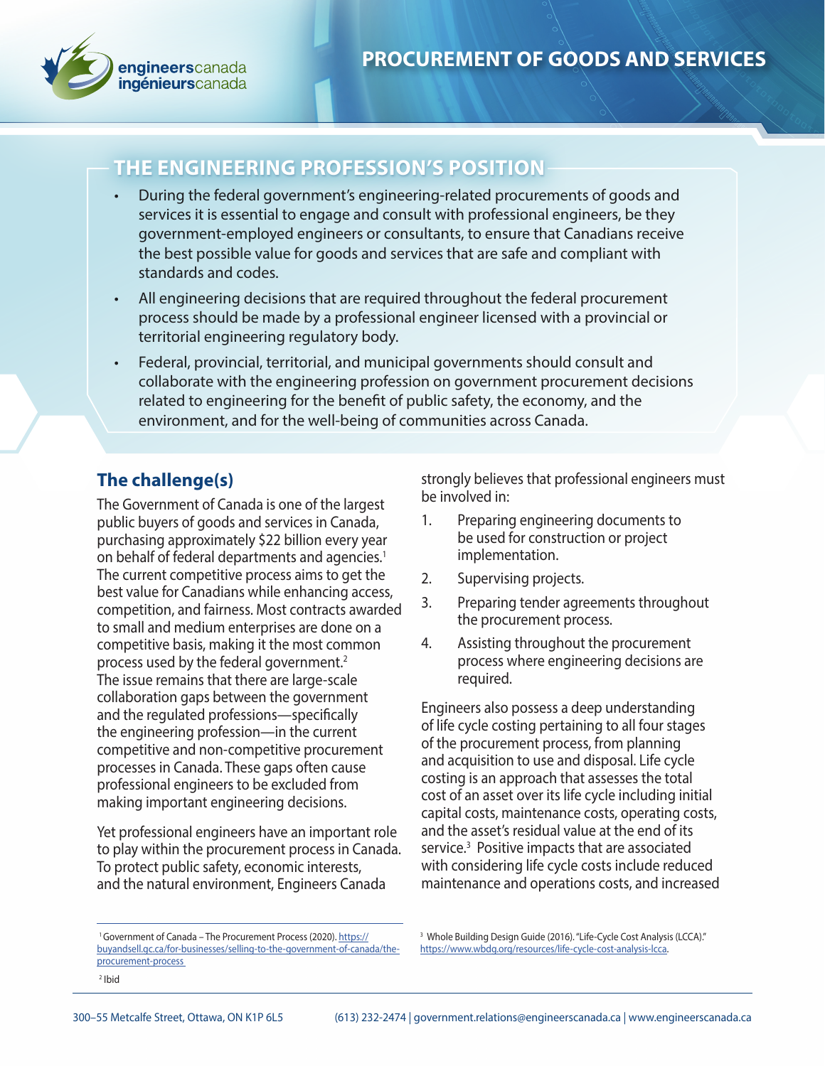# PROCUREMENT OF GOODS AND SERVICES

## THE ENGINEERING PROFESSION'S POSITION

- During the federal government's engineering-related procurements of goods and services it is essential to engage and consult with professional engineers, be they government-employed engineers or consultants, to ensure that Canadians receive the best possible value for goods and services that are safe and compliant with standards and codes.
- All engineering decisions that are required throughout the federal procurement process should be made by a professional engineer licensed with a provincial or territorial engineering regulatory body.
- Federal, provincial, territorial, and municipal governments should consult and collaborate with the engineering profession on government procurement decisions related to engineering for the benefit of public safety, the economy, and the environment, and for the well-being of communities across Canada.

## The challenge(s)

The Government of Canada is one of the largest public buyers of goods and services in Canada, purchasing approximately $22 billion every year on behalf of federal departments and agencies.[1] The current competitive process aims to get the best value for Canadians while enhancing access, competition, and fairness. Most contracts awarded to small and medium enterprises are done on a competitive basis, making it the most common process used by the federal government.[2] The issue remains that there are large-scale collaboration gaps between the government and the regulated professions—specifically the engineering profession—in the current competitive and non-competitive procurement processes in Canada. These gaps often cause professional engineers to be excluded from making important engineering decisions.

Yet professional engineers have an important role to play within the procurement process in Canada. To protect public safety, economic interests, and the natural environment, Engineers Canada strongly believes that professional engineers must be involved in:

1. Preparing engineering documents to be used for construction or project implementation.
2. Supervising projects.
3. Preparing tender agreements throughout the procurement process.
4. Assisting throughout the procurement process where engineering decisions are required.

Engineers also possess a deep understanding of life cycle costing pertaining to all four stages of the procurement process, from planning and acquisition to use and disposal. Life cycle costing is an approach that assesses the total cost of an asset over its life cycle including initial capital costs, maintenance costs, operating costs, and the asset's residual value at the end of its service.[3] Positive impacts that are associated with considering life cycle costs include reduced maintenance and operations costs, and increased

[1] Government of Canada – The Procurement Process (2020). https://buyandsell.gc.ca/for-businesses/selling-to-the-government-of-canada/the-procurement-process

[2] Ibid

[3] Whole Building Design Guide (2016). "Life-Cycle Cost Analysis (LCCA)." https://www.wbdg.org/resources/life-cycle-cost-analysis-lcca.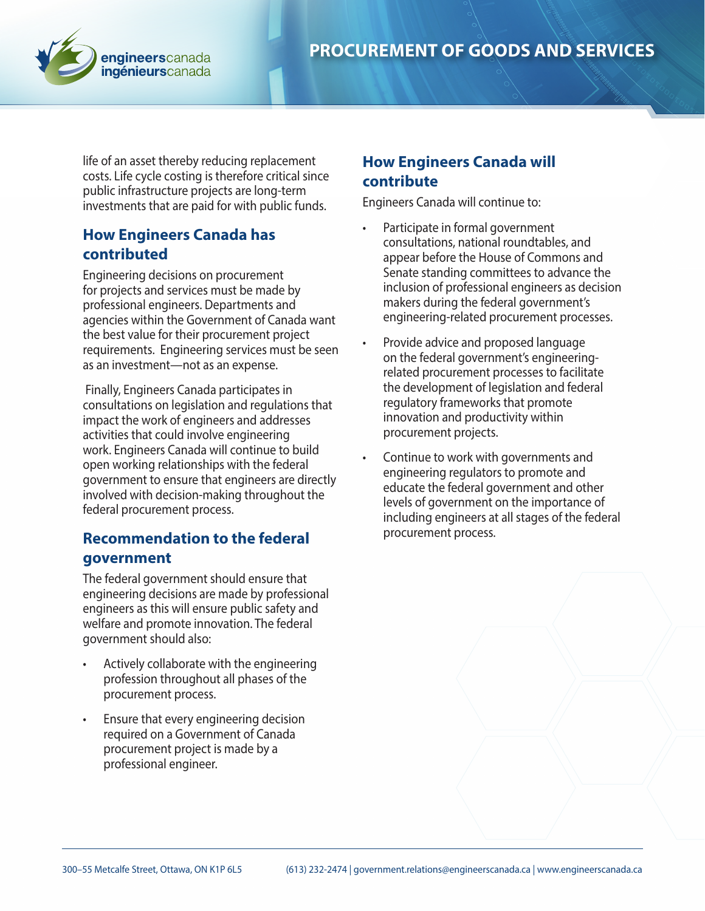life of an asset thereby reducing replacement costs. Life cycle costing is therefore critical since public infrastructure projects are long-term investments that are paid for with public funds.

## How Engineers Canada has contributed

Engineering decisions on procurement for projects and services must be made by professional engineers. Departments and agencies within the Government of Canada want the best value for their procurement project requirements. Engineering services must be seen as an investment—not as an expense.

Finally, Engineers Canada participates in consultations on legislation and regulations that impact the work of engineers and addresses activities that could involve engineering work. Engineers Canada will continue to build open working relationships with the federal government to ensure that engineers are directly involved with decision-making throughout the federal procurement process.

## Recommendation to the federal government

The federal government should ensure that engineering decisions are made by professional engineers as this will ensure public safety and welfare and promote innovation. The federal government should also:

- Actively collaborate with the engineering profession throughout all phases of the procurement process.
- Ensure that every engineering decision required on a Government of Canada procurement project is made by a professional engineer.

## How Engineers Canada will contribute

Engineers Canada will continue to:

- Participate in formal government consultations, national roundtables, and appear before the House of Commons and Senate standing committees to advance the inclusion of professional engineers as decision makers during the federal government's engineering-related procurement processes.
- Provide advice and proposed language on the federal government's engineering-related procurement processes to facilitate the development of legislation and federal regulatory frameworks that promote innovation and productivity within procurement projects.
- Continue to work with governments and engineering regulators to promote and educate the federal government and other levels of government on the importance of including engineers at all stages of the federal procurement process.